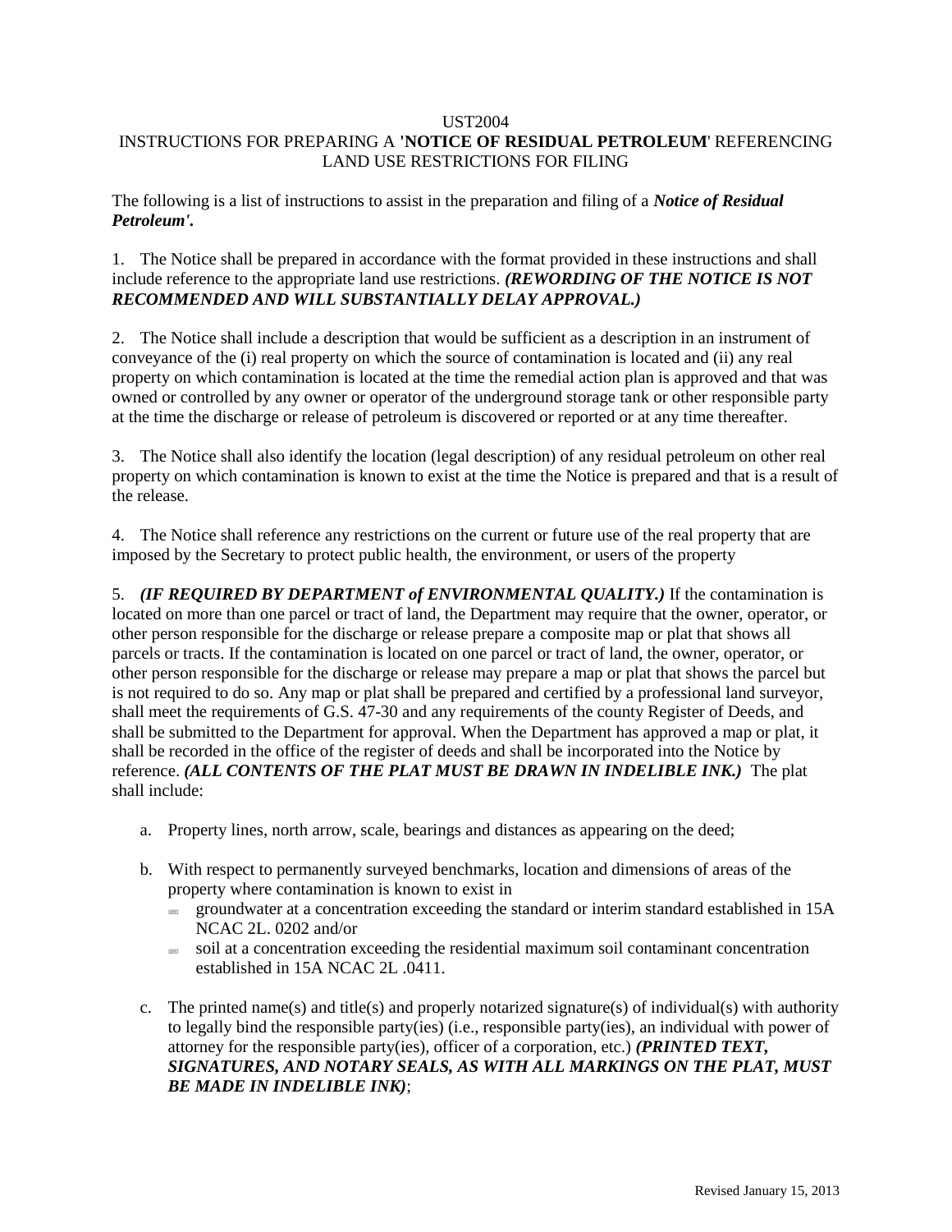UST2004

# INSTRUCTIONS FOR PREPARING A '**NOTICE OF RESIDUAL PETROLEUM**' REFERENCING LAND USE RESTRICTIONS FOR FILING

The following is a list of instructions to assist in the preparation and filing of a ***Notice of Residual Petroleum'.***

1. The Notice shall be prepared in accordance with the format provided in these instructions and shall include reference to the appropriate land use restrictions. ***(REWORDING OF THE NOTICE IS NOT RECOMMENDED AND WILL SUBSTANTIALLY DELAY APPROVAL.)***

2. The Notice shall include a description that would be sufficient as a description in an instrument of conveyance of the (i) real property on which the source of contamination is located and (ii) any real property on which contamination is located at the time the remedial action plan is approved and that was owned or controlled by any owner or operator of the underground storage tank or other responsible party at the time the discharge or release of petroleum is discovered or reported or at any time thereafter.

3. The Notice shall also identify the location (legal description) of any residual petroleum on other real property on which contamination is known to exist at the time the Notice is prepared and that is a result of the release.

4. The Notice shall reference any restrictions on the current or future use of the real property that are imposed by the Secretary to protect public health, the environment, or users of the property

5. ***(IF REQUIRED BY DEPARTMENT of ENVIRONMENTAL QUALITY.)*** If the contamination is located on more than one parcel or tract of land, the Department may require that the owner, operator, or other person responsible for the discharge or release prepare a composite map or plat that shows all parcels or tracts. If the contamination is located on one parcel or tract of land, the owner, operator, or other person responsible for the discharge or release may prepare a map or plat that shows the parcel but is not required to do so. Any map or plat shall be prepared and certified by a professional land surveyor, shall meet the requirements of G.S. 47-30 and any requirements of the county Register of Deeds, and shall be submitted to the Department for approval. When the Department has approved a map or plat, it shall be recorded in the office of the register of deeds and shall be incorporated into the Notice by reference. ***(ALL CONTENTS OF THE PLAT MUST BE DRAWN IN INDELIBLE INK.)*** The plat shall include:

   a. Property lines, north arrow, scale, bearings and distances as appearing on the deed;

   b. With respect to permanently surveyed benchmarks, location and dimensions of areas of the property where contamination is known to exist in
      - groundwater at a concentration exceeding the standard or interim standard established in 15A NCAC 2L. 0202 and/or
      - soil at a concentration exceeding the residential maximum soil contaminant concentration established in 15A NCAC 2L .0411.

   c. The printed name(s) and title(s) and properly notarized signature(s) of individual(s) with authority to legally bind the responsible party(ies) (i.e., responsible party(ies), an individual with power of attorney for the responsible party(ies), officer of a corporation, etc.) ***(PRINTED TEXT, SIGNATURES, AND NOTARY SEALS, AS WITH ALL MARKINGS ON THE PLAT, MUST BE MADE IN INDELIBLE INK)***;

Revised January 15, 2013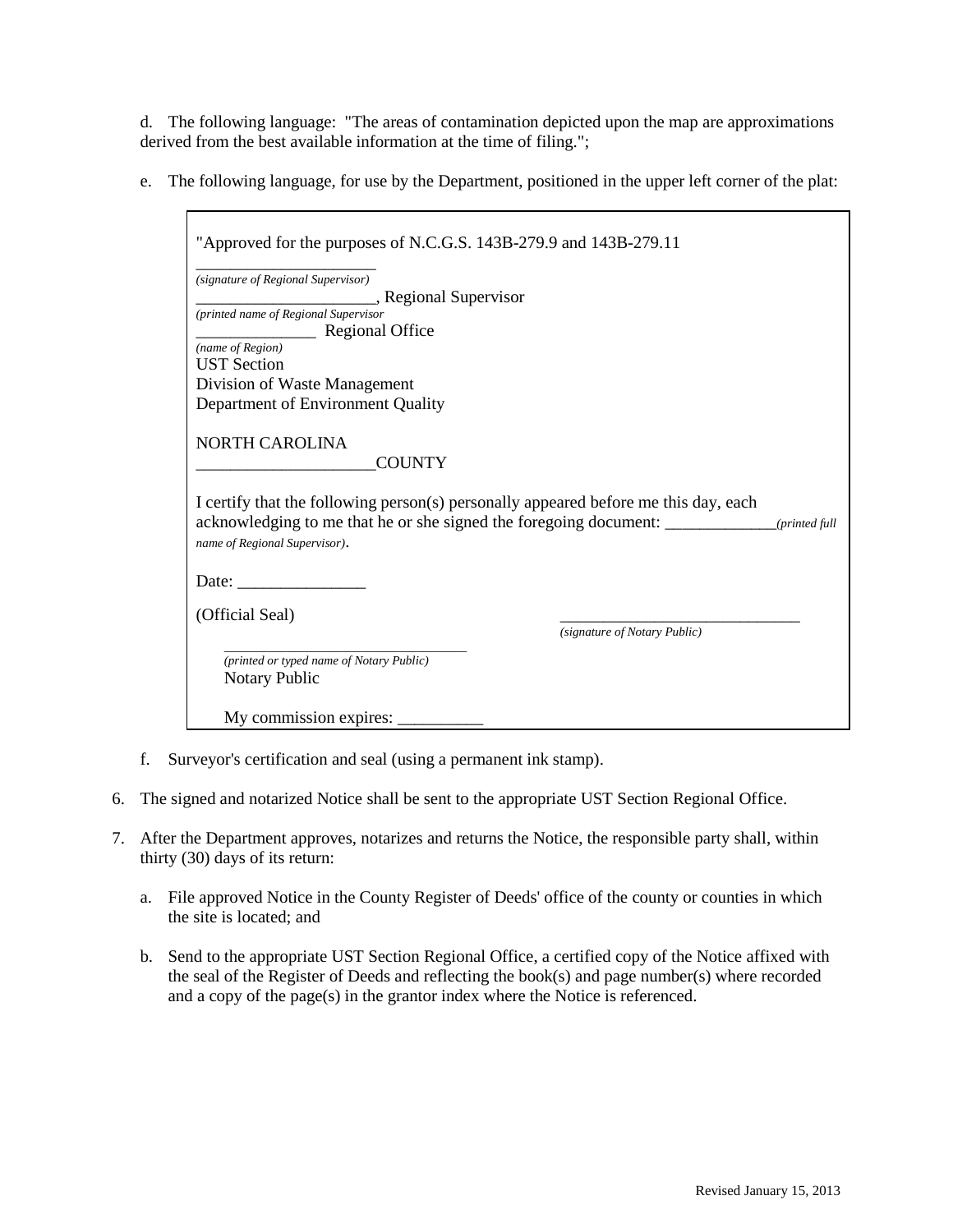d. The following language: "The areas of contamination depicted upon the map are approximations derived from the best available information at the time of filing.";

e. The following language, for use by the Department, positioned in the upper left corner of the plat:

> "Approved for the purposes of N.C.G.S. 143B-279.9 and 143B-279.11
>
> ______________________
> *(signature of Regional Supervisor)*
> ______________________, Regional Supervisor
> *(printed name of Regional Supervisor*
> ______________ Regional Office
> *(name of Region)*
> UST Section
> Division of Waste Management
> Department of Environment Quality
>
> NORTH CAROLINA
> ____________________COUNTY
>
> I certify that the following person(s) personally appeared before me this day, each acknowledging to me that he or she signed the foregoing document: _____________*(printed full name of Regional Supervisor)*.
>
> Date: _______________
>
> (Official Seal) _____________________________
> *(signature of Notary Public)*
>
> _________________________________
> *(printed or typed name of Notary Public)*
> Notary Public
>
> My commission expires: __________

f. Surveyor's certification and seal (using a permanent ink stamp).

6. The signed and notarized Notice shall be sent to the appropriate UST Section Regional Office.

7. After the Department approves, notarizes and returns the Notice, the responsible party shall, within thirty (30) days of its return:

   a. File approved Notice in the County Register of Deeds' office of the county or counties in which the site is located; and

   b. Send to the appropriate UST Section Regional Office, a certified copy of the Notice affixed with the seal of the Register of Deeds and reflecting the book(s) and page number(s) where recorded and a copy of the page(s) in the grantor index where the Notice is referenced.

Revised January 15, 2013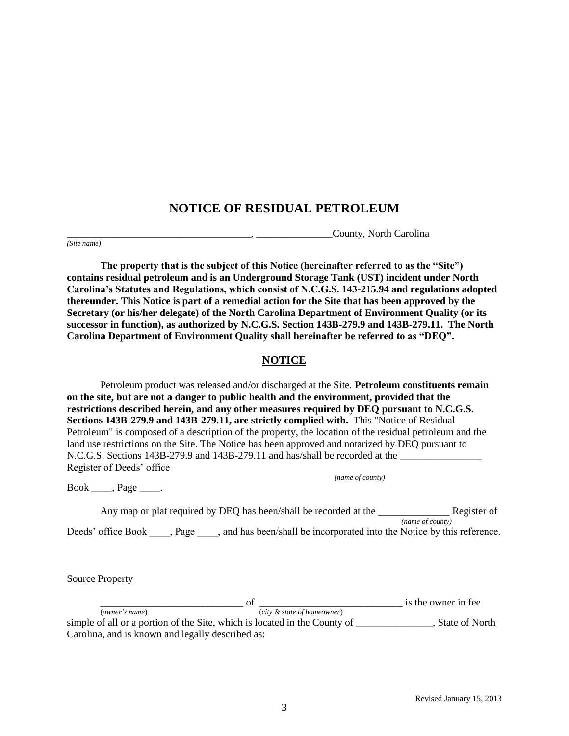# NOTICE OF RESIDUAL PETROLEUM

____________________________________, _______________County, North Carolina
*(Site name)*

**The property that is the subject of this Notice (hereinafter referred to as the "Site") contains residual petroleum and is an Underground Storage Tank (UST) incident under North Carolina's Statutes and Regulations, which consist of N.C.G.S. 143-215.94 and regulations adopted thereunder. This Notice is part of a remedial action for the Site that has been approved by the Secretary (or his/her delegate) of the North Carolina Department of Environment Quality (or its successor in function), as authorized by N.C.G.S. Section 143B-279.9 and 143B-279.11. The North Carolina Department of Environment Quality shall hereinafter be referred to as "DEQ".**

## NOTICE

Petroleum product was released and/or discharged at the Site. **Petroleum constituents remain on the site, but are not a danger to public health and the environment, provided that the restrictions described herein, and any other measures required by DEQ pursuant to N.C.G.S. Sections 143B-279.9 and 143B-279.11, are strictly complied with.** This "Notice of Residual Petroleum" is composed of a description of the property, the location of the residual petroleum and the land use restrictions on the Site. The Notice has been approved and notarized by DEQ pursuant to N.C.G.S. Sections 143B-279.9 and 143B-279.11 and has/shall be recorded at the ________________ *(name of county)* Register of Deeds' office Book ____, Page ____.

Any map or plat required by DEQ has been/shall be recorded at the ______________ *(name of county)* Register of Deeds' office Book ____, Page ____, and has been/shall be incorporated into the Notice by this reference.

Source Property

____________________________ *(owner's name)* of ____________________________ *(city & state of homeowner)* is the owner in fee simple of all or a portion of the Site, which is located in the County of _______________, State of North Carolina, and is known and legally described as:

Revised January 15, 2013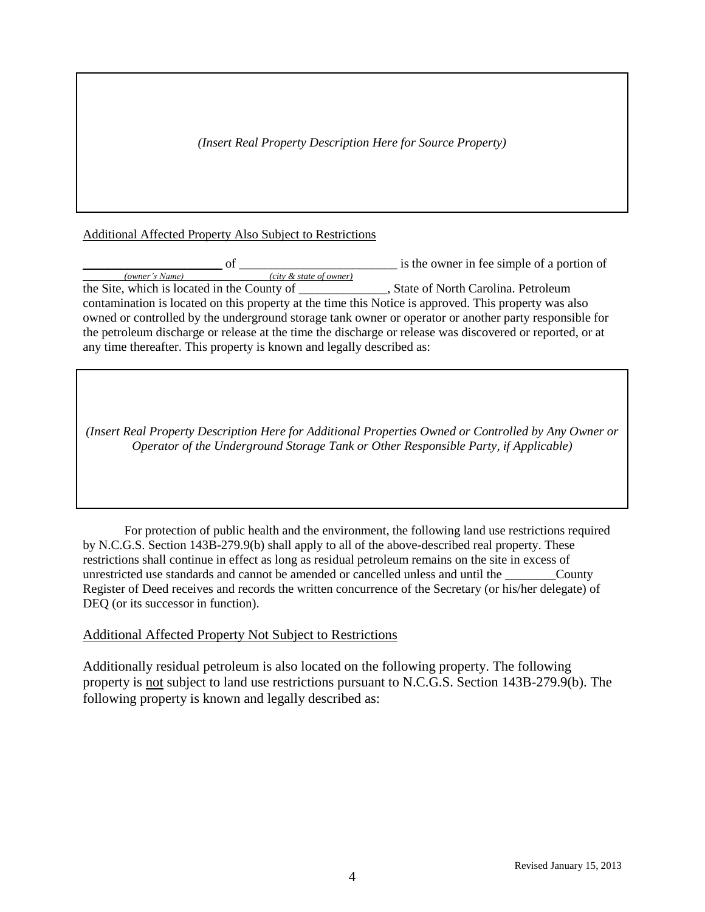*(Insert Real Property Description Here for Source Property)*

Additional Affected Property Also Subject to Restrictions

______________________ of __________________________ is the owner in fee simple of a portion of
*(owner's Name)* *(city & state of owner)*
the Site, which is located in the County of ______________, State of North Carolina. Petroleum contamination is located on this property at the time this Notice is approved. This property was also owned or controlled by the underground storage tank owner or operator or another party responsible for the petroleum discharge or release at the time the discharge or release was discovered or reported, or at any time thereafter. This property is known and legally described as:

*(Insert Real Property Description Here for Additional Properties Owned or Controlled by Any Owner or Operator of the Underground Storage Tank or Other Responsible Party, if Applicable)*

For protection of public health and the environment, the following land use restrictions required by N.C.G.S. Section 143B-279.9(b) shall apply to all of the above-described real property. These restrictions shall continue in effect as long as residual petroleum remains on the site in excess of unrestricted use standards and cannot be amended or cancelled unless and until the ________County Register of Deed receives and records the written concurrence of the Secretary (or his/her delegate) of DEQ (or its successor in function).

Additional Affected Property Not Subject to Restrictions

Additionally residual petroleum is also located on the following property. The following property is not subject to land use restrictions pursuant to N.C.G.S. Section 143B-279.9(b). The following property is known and legally described as:

Revised January 15, 2013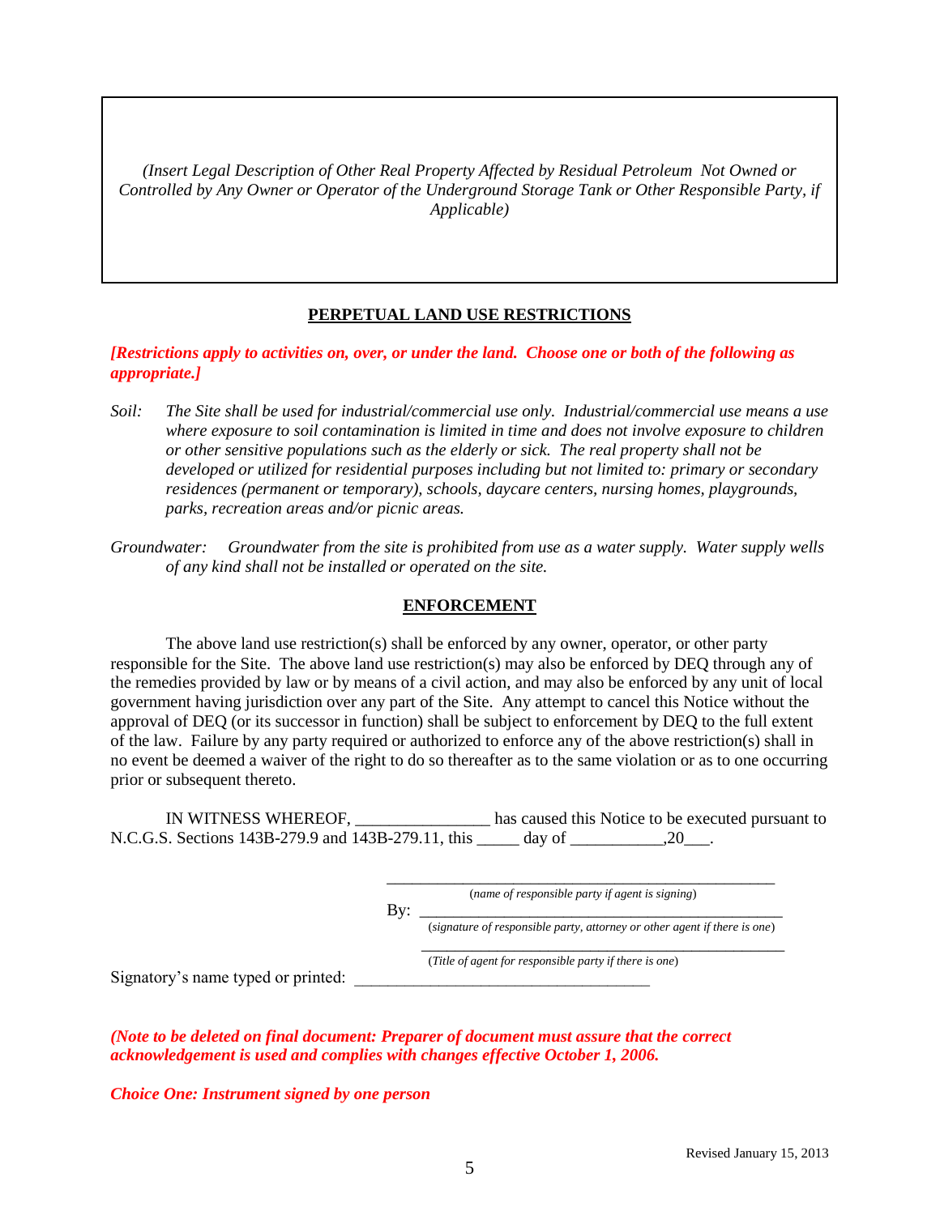*(Insert Legal Description of Other Real Property Affected by Residual Petroleum Not Owned or Controlled by Any Owner or Operator of the Underground Storage Tank or Other Responsible Party, if Applicable)*

## PERPETUAL LAND USE RESTRICTIONS

***[Restrictions apply to activities on, over, or under the land. Choose one or both of the following as appropriate.]***

*Soil:* *The Site shall be used for industrial/commercial use only. Industrial/commercial use means a use where exposure to soil contamination is limited in time and does not involve exposure to children or other sensitive populations such as the elderly or sick. The real property shall not be developed or utilized for residential purposes including but not limited to: primary or secondary residences (permanent or temporary), schools, daycare centers, nursing homes, playgrounds, parks, recreation areas and/or picnic areas.*

*Groundwater:* *Groundwater from the site is prohibited from use as a water supply. Water supply wells of any kind shall not be installed or operated on the site.*

## ENFORCEMENT

The above land use restriction(s) shall be enforced by any owner, operator, or other party responsible for the Site. The above land use restriction(s) may also be enforced by DEQ through any of the remedies provided by law or by means of a civil action, and may also be enforced by any unit of local government having jurisdiction over any part of the Site. Any attempt to cancel this Notice without the approval of DEQ (or its successor in function) shall be subject to enforcement by DEQ to the full extent of the law. Failure by any party required or authorized to enforce any of the above restriction(s) shall in no event be deemed a waiver of the right to do so thereafter as to the same violation or as to one occurring prior or subsequent thereto.

IN WITNESS WHEREOF, _______________ has caused this Notice to be executed pursuant to N.C.G.S. Sections 143B-279.9 and 143B-279.11, this _____ day of ___________,20___.

_______________________________________________
(*name of responsible party if agent is signing*)

By: _______________________________________________
(*signature of responsible party, attorney or other agent if there is one*)

_______________________________________________
(*Title of agent for responsible party if there is one*)

Signatory's name typed or printed: ___________________________________

***(Note to be deleted on final document: Preparer of document must assure that the correct acknowledgement is used and complies with changes effective October 1, 2006.***

***Choice One: Instrument signed by one person***

Revised January 15, 2013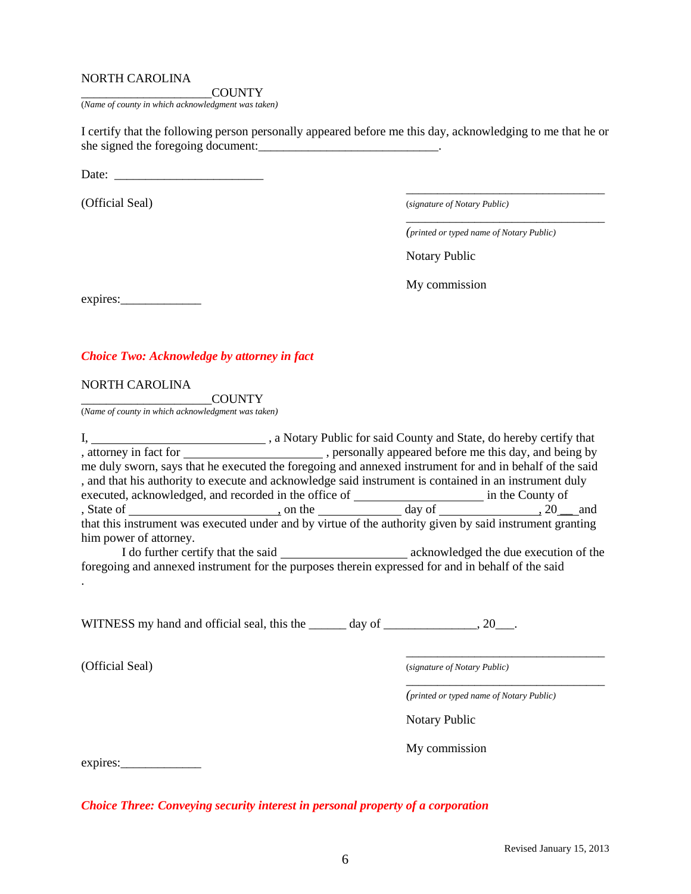NORTH CAROLINA

_____________________COUNTY
(*Name of county in which acknowledgment was taken)*

I certify that the following person personally appeared before me this day, acknowledging to me that he or she signed the foregoing document:_____________________________.

Date: ________________________

(Official Seal)

_________________________________
(*signature of Notary Public)*

_________________________________
*(printed or typed name of Notary Public)*

Notary Public

My commission expires:_____________

***Choice Two: Acknowledge by attorney in fact***

NORTH CAROLINA

_____________________COUNTY
(*Name of county in which acknowledgment was taken)*

I, ____________________________ , a Notary Public for said County and State, do hereby certify that , attorney in fact for ______________________ , personally appeared before me this day, and being by me duly sworn, says that he executed the foregoing and annexed instrument for and in behalf of the said , and that his authority to execute and acknowledge said instrument is contained in an instrument duly executed, acknowledged, and recorded in the office of ____________________ in the County of , State of _______________________, on the _____________ day of _______________, 20__ and that this instrument was executed under and by virtue of the authority given by said instrument granting him power of attorney.

I do further certify that the said ____________________ acknowledged the due execution of the foregoing and annexed instrument for the purposes therein expressed for and in behalf of the said .

WITNESS my hand and official seal, this the ______ day of _______________, 20___.

(Official Seal)

_________________________________
(*signature of Notary Public)*

_________________________________
*(printed or typed name of Notary Public)*

Notary Public

My commission expires:_____________

***Choice Three: Conveying security interest in personal property of a corporation***

Revised January 15, 2013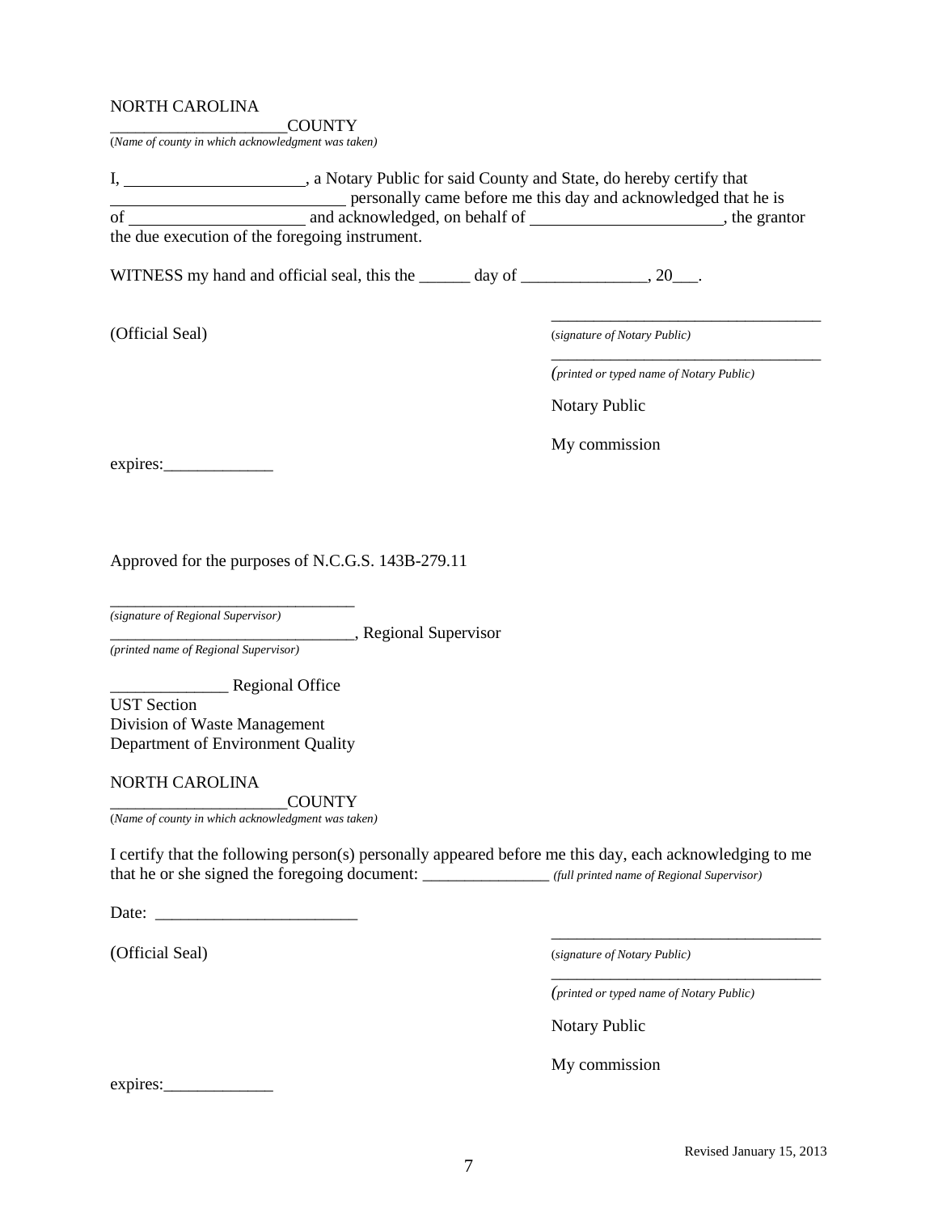NORTH CAROLINA

_____________________COUNTY
(*Name of county in which acknowledgment was taken)*

I, _____________________, a Notary Public for said County and State, do hereby certify that ___________________________ personally came before me this day and acknowledged that he is of ____________________ and acknowledged, on behalf of ______________________, the grantor the due execution of the foregoing instrument.

WITNESS my hand and official seal, this the ______ day of _______________, 20___.

(Official Seal)

_________________________________
(*signature of Notary Public)*

_________________________________
*(printed or typed name of Notary Public)*

Notary Public

My commission expires:_____________

Approved for the purposes of N.C.G.S. 143B-279.11

_______________________________
*(signature of Regional Supervisor)*

_____________________________, Regional Supervisor
*(printed name of Regional Supervisor)*

______________ Regional Office
UST Section
Division of Waste Management
Department of Environment Quality

NORTH CAROLINA

_____________________COUNTY
(*Name of county in which acknowledgment was taken)*

I certify that the following person(s) personally appeared before me this day, each acknowledging to me that he or she signed the foregoing document: _______________ *(full printed name of Regional Supervisor)*

Date: ________________________

(Official Seal)

_________________________________
(*signature of Notary Public)*

_________________________________
*(printed or typed name of Notary Public)*

Notary Public

My commission expires:_____________

Revised January 15, 2013